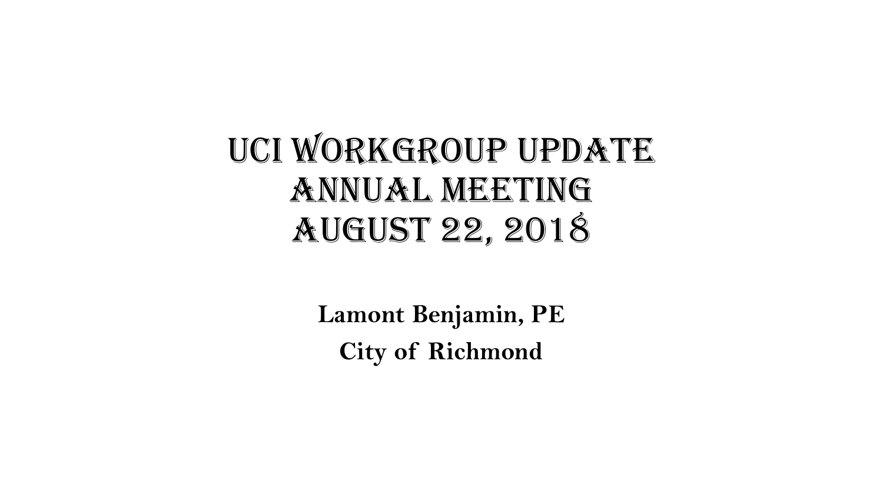# UCI Workgroup Update
# Annual Meeting
# August 22, 2018

**Lamont Benjamin, PE**

**City of Richmond**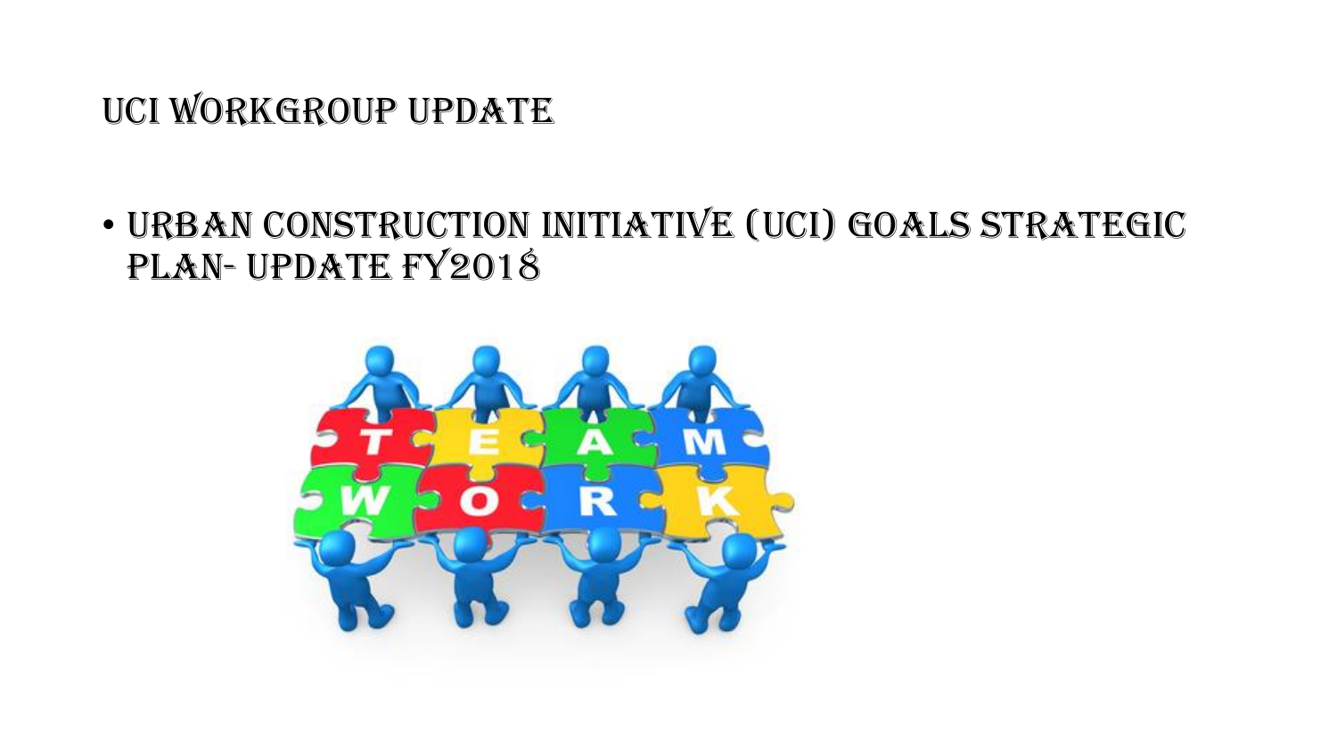# UCI Workgroup Update

- Urban Construction Initiative (UCI) Goals Strategic Plan- Update FY2018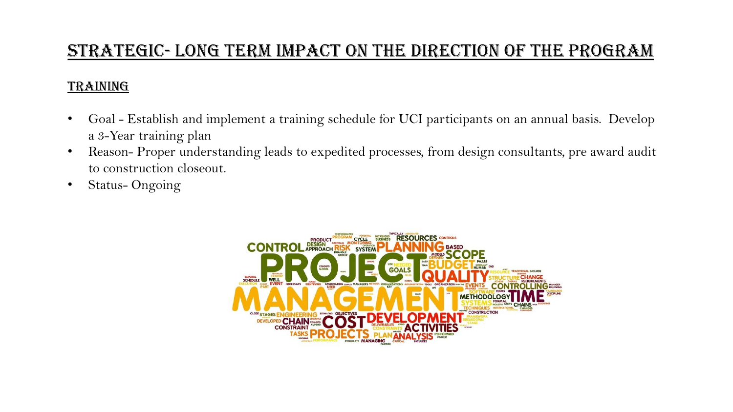# Strategic- Long term impact on the direction of the program

## Training

- Goal - Establish and implement a training schedule for UCI participants on an annual basis. Develop a 3-Year training plan
- Reason- Proper understanding leads to expedited processes, from design consultants, pre award audit to construction closeout.
- Status- Ongoing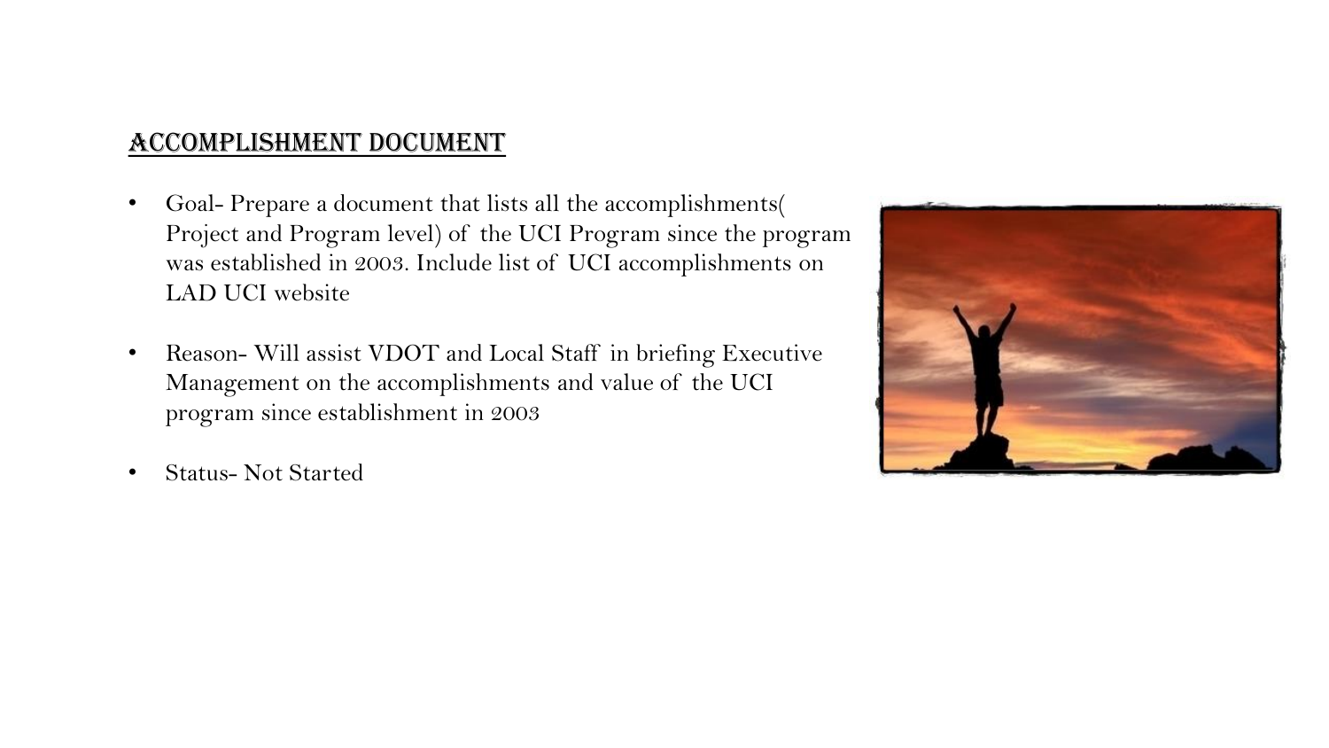## ACCOMPLISHMENT DOCUMENT

- Goal- Prepare a document that lists all the accomplishments( Project and Program level) of the UCI Program since the program was established in 2003. Include list of UCI accomplishments on LAD UCI website
- Reason- Will assist VDOT and Local Staff in briefing Executive Management on the accomplishments and value of the UCI program since establishment in 2003
- Status- Not Started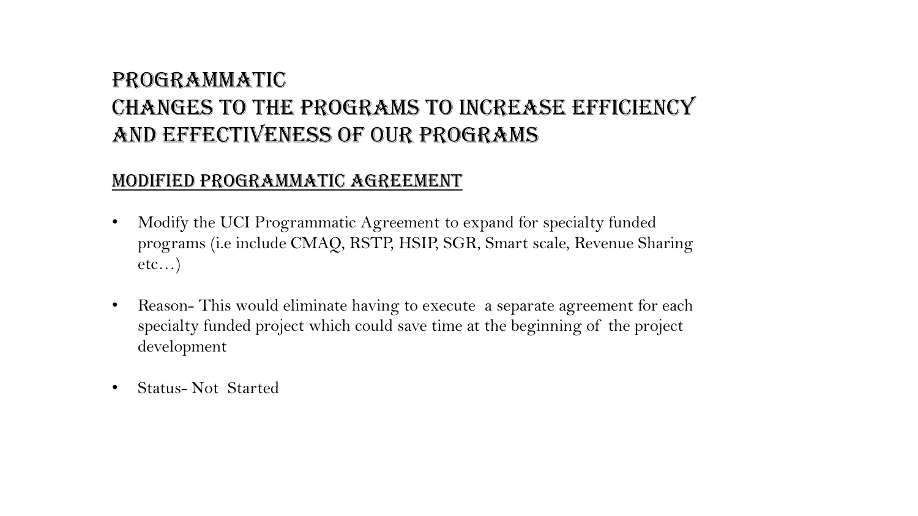# Programmatic
# Changes to the programs to increase efficiency and effectiveness of our programs

## Modified Programmatic Agreement

- Modify the UCI Programmatic Agreement to expand for specialty funded programs (i.e include CMAQ, RSTP, HSIP, SGR, Smart scale, Revenue Sharing etc…)
- Reason- This would eliminate having to execute a separate agreement for each specialty funded project which could save time at the beginning of the project development
- Status- Not Started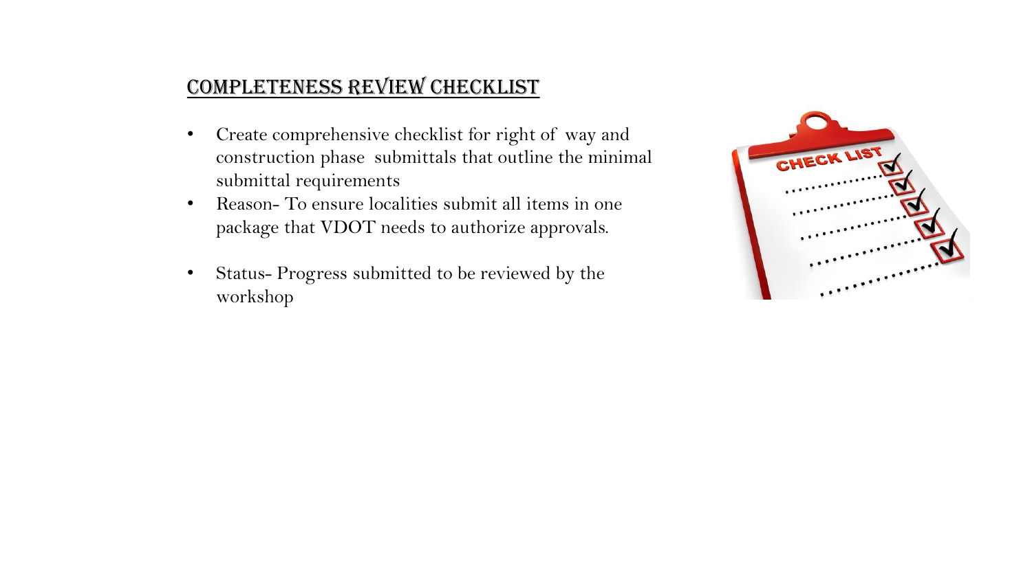## Completeness Review Checklist

- Create comprehensive checklist for right of way and construction phase submittals that outline the minimal submittal requirements
- Reason- To ensure localities submit all items in one package that VDOT needs to authorize approvals.
- Status- Progress submitted to be reviewed by the workshop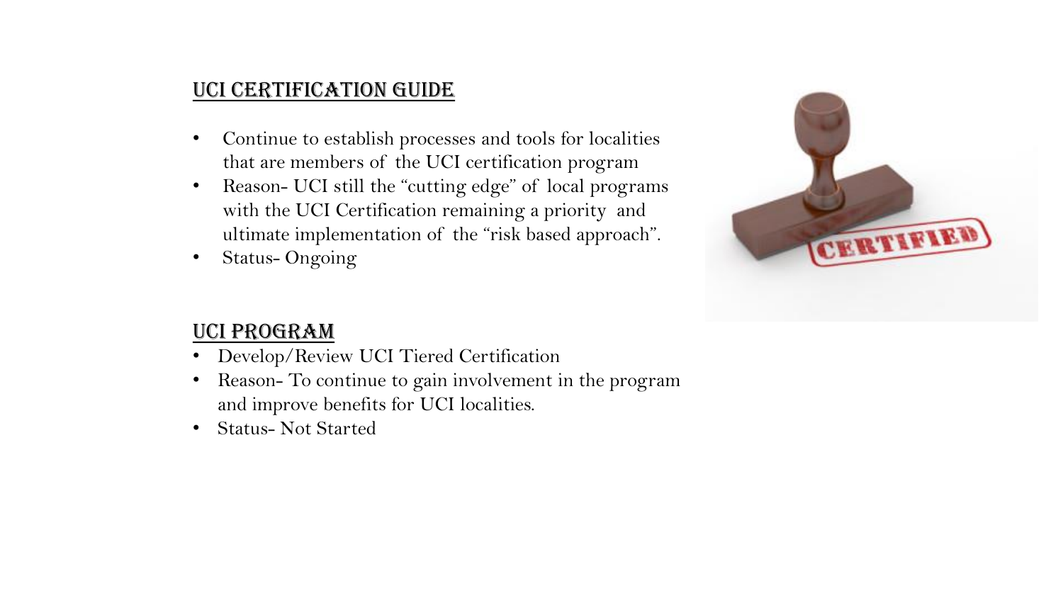## UCI Certification Guide

- Continue to establish processes and tools for localities that are members of the UCI certification program
- Reason- UCI still the "cutting edge" of local programs with the UCI Certification remaining a priority and ultimate implementation of the "risk based approach".
- Status- Ongoing

## UCI Program

- Develop/Review UCI Tiered Certification
- Reason- To continue to gain involvement in the program and improve benefits for UCI localities.
- Status- Not Started